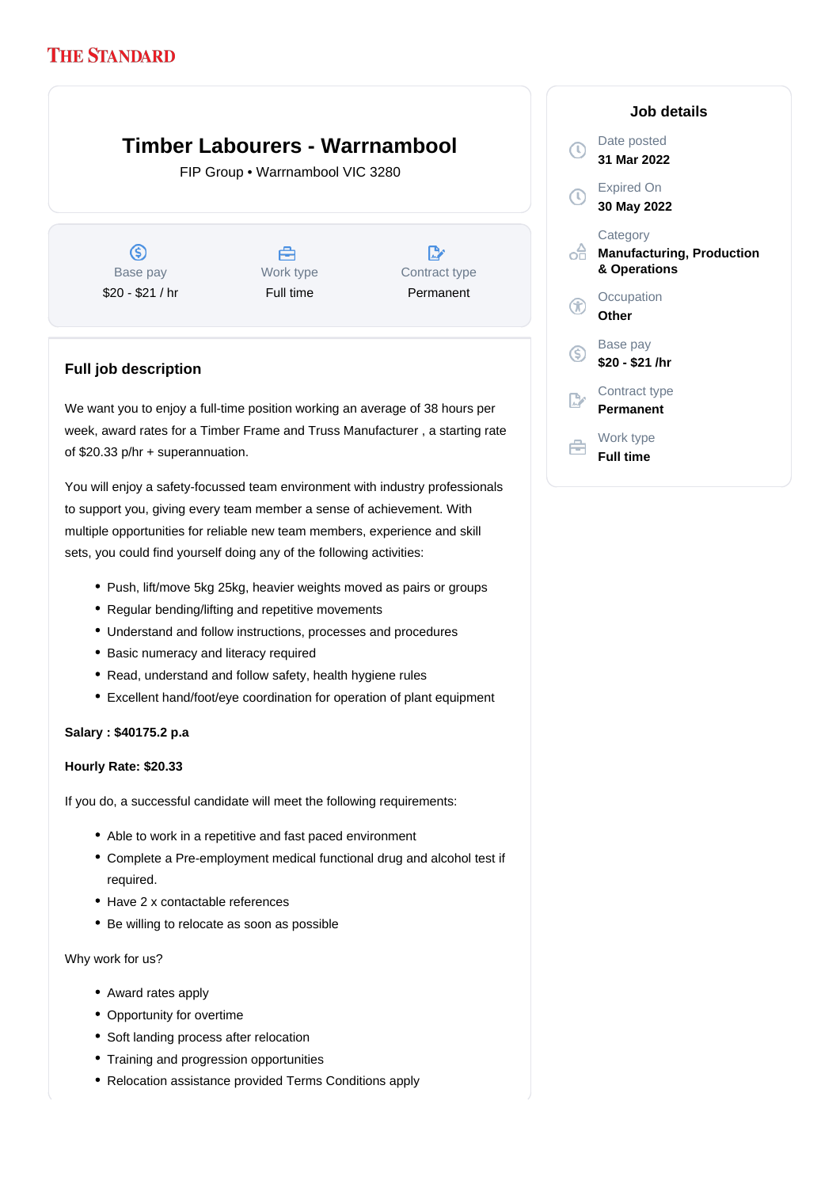THE STANDARD

# Timber Labourers - Warrnambool

FIP Group • Warrnambool VIC 3280

| Base pay | Work type | Contract type |
| --- | --- | --- |
| $20 - $21 / hr | Full time | Permanent |

## Job details

Date posted
**31 Mar 2022**

Expired On
**30 May 2022**

Category
**Manufacturing, Production & Operations**

Occupation
**Other**

Base pay
**$20 - $21 /hr**

Contract type
**Permanent**

Work type
**Full time**

## Full job description

We want you to enjoy a full-time position working an average of 38 hours per week, award rates for a Timber Frame and Truss Manufacturer , a starting rate of $20.33 p/hr + superannuation.

You will enjoy a safety-focussed team environment with industry professionals to support you, giving every team member a sense of achievement. With multiple opportunities for reliable new team members, experience and skill sets, you could find yourself doing any of the following activities:

- Push, lift/move 5kg 25kg, heavier weights moved as pairs or groups
- Regular bending/lifting and repetitive movements
- Understand and follow instructions, processes and procedures
- Basic numeracy and literacy required
- Read, understand and follow safety, health hygiene rules
- Excellent hand/foot/eye coordination for operation of plant equipment

**Salary : $40175.2 p.a**

**Hourly Rate: $20.33**

If you do, a successful candidate will meet the following requirements:

- Able to work in a repetitive and fast paced environment
- Complete a Pre-employment medical functional drug and alcohol test if required.
- Have 2 x contactable references
- Be willing to relocate as soon as possible

Why work for us?

- Award rates apply
- Opportunity for overtime
- Soft landing process after relocation
- Training and progression opportunities
- Relocation assistance provided Terms Conditions apply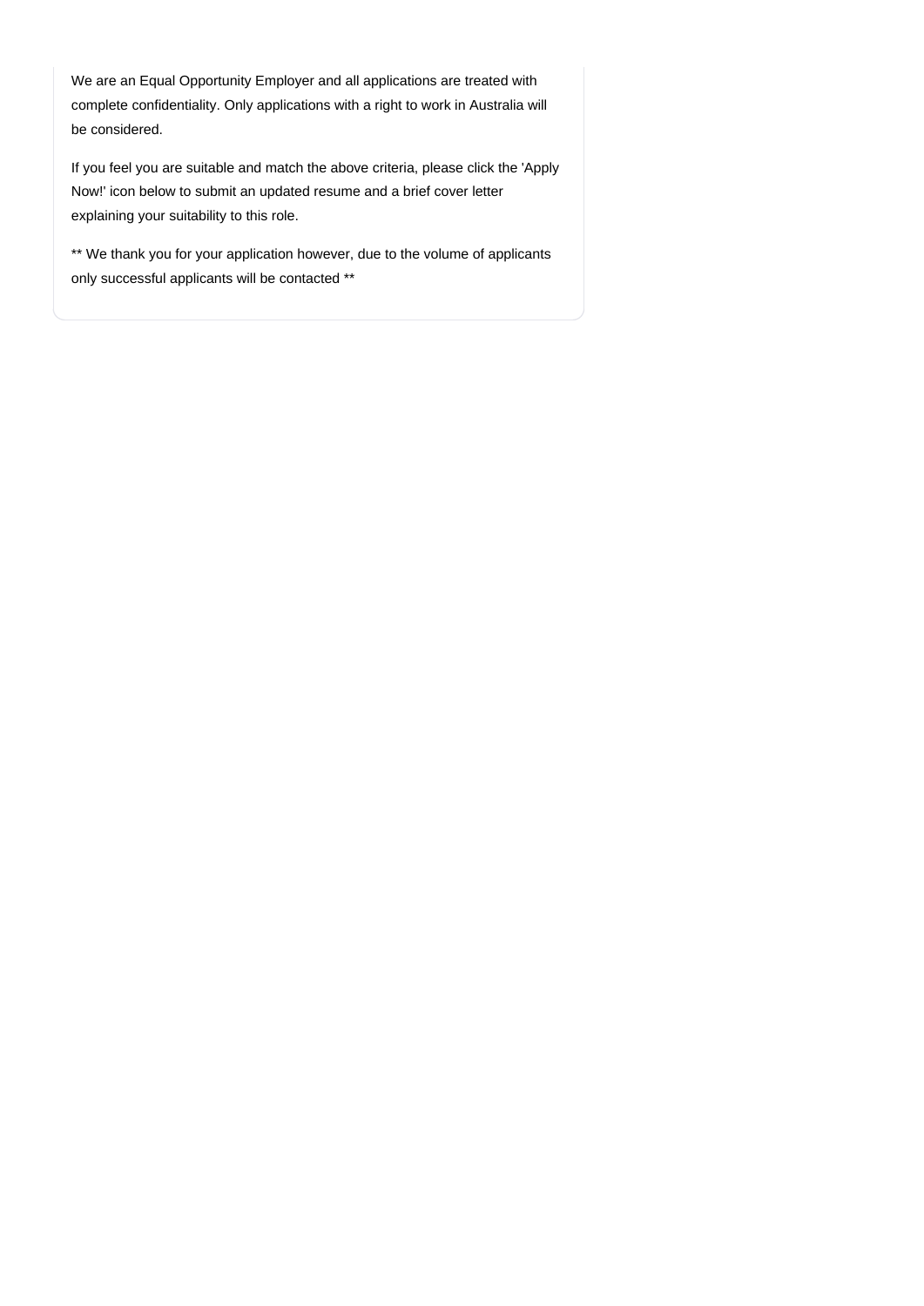We are an Equal Opportunity Employer and all applications are treated with complete confidentiality. Only applications with a right to work in Australia will be considered.

If you feel you are suitable and match the above criteria, please click the 'Apply Now!' icon below to submit an updated resume and a brief cover letter explaining your suitability to this role.

** We thank you for your application however, due to the volume of applicants only successful applicants will be contacted **